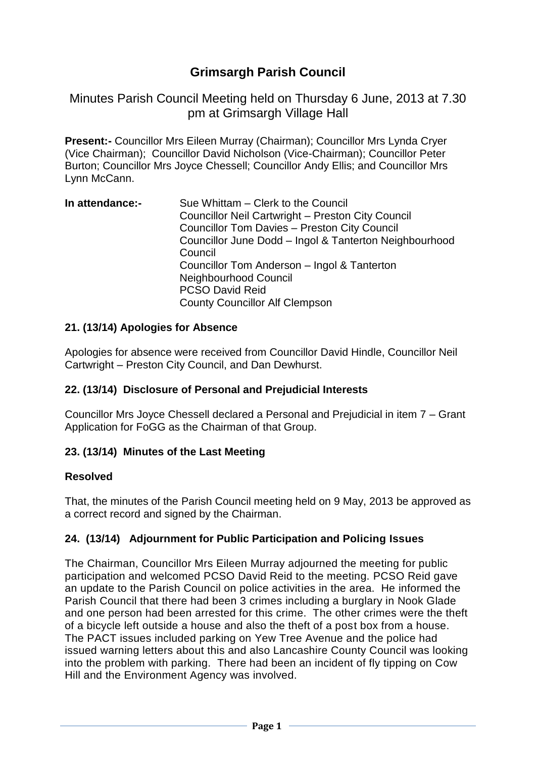# Grimsargh Parish Council

## Minutes Parish Council Meeting held on Thursday 6 June, 2013 at 7.30 pm at Grimsargh Village Hall

**Present:-** Councillor Mrs Eileen Murray (Chairman); Councillor Mrs Lynda Cryer (Vice Chairman); Councillor David Nicholson (Vice-Chairman); Councillor Peter Burton; Councillor Mrs Joyce Chessell; Councillor Andy Ellis; and Councillor Mrs Lynn McCann.

**In attendance:-**
Sue Whittam – Clerk to the Council
Councillor Neil Cartwright – Preston City Council
Councillor Tom Davies – Preston City Council
Councillor June Dodd – Ingol & Tanterton Neighbourhood Council
Councillor Tom Anderson – Ingol & Tanterton Neighbourhood Council
PCSO David Reid
County Councillor Alf Clempson

### 21. (13/14) Apologies for Absence

Apologies for absence were received from Councillor David Hindle, Councillor Neil Cartwright – Preston City Council, and Dan Dewhurst.

### 22. (13/14) Disclosure of Personal and Prejudicial Interests

Councillor Mrs Joyce Chessell declared a Personal and Prejudicial in item 7 – Grant Application for FoGG as the Chairman of that Group.

### 23. (13/14) Minutes of the Last Meeting

**Resolved**

That, the minutes of the Parish Council meeting held on 9 May, 2013 be approved as a correct record and signed by the Chairman.

### 24. (13/14) Adjournment for Public Participation and Policing Issues

The Chairman, Councillor Mrs Eileen Murray adjourned the meeting for public participation and welcomed PCSO David Reid to the meeting. PCSO Reid gave an update to the Parish Council on police activities in the area. He informed the Parish Council that there had been 3 crimes including a burglary in Nook Glade and one person had been arrested for this crime. The other crimes were the theft of a bicycle left outside a house and also the theft of a post box from a house. The PACT issues included parking on Yew Tree Avenue and the police had issued warning letters about this and also Lancashire County Council was looking into the problem with parking. There had been an incident of fly tipping on Cow Hill and the Environment Agency was involved.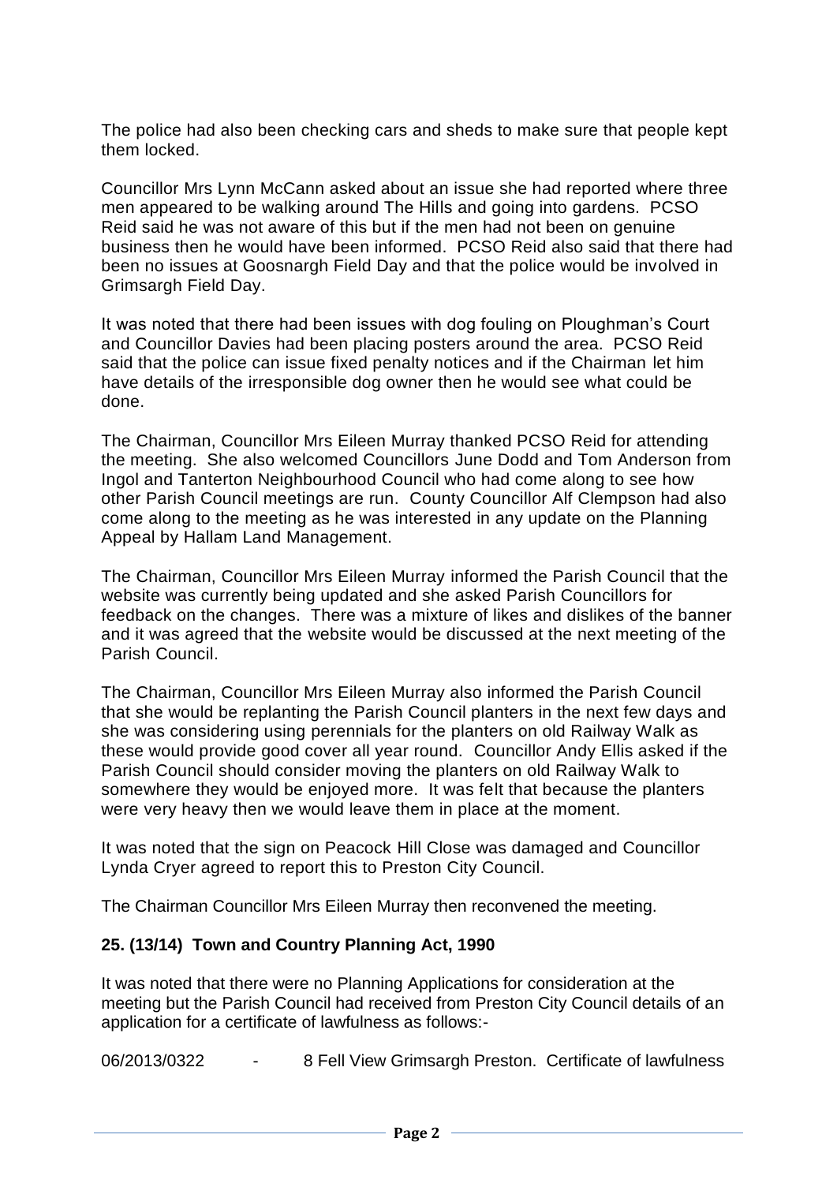The police had also been checking cars and sheds to make sure that people kept them locked.

Councillor Mrs Lynn McCann asked about an issue she had reported where three men appeared to be walking around The Hills and going into gardens. PCSO Reid said he was not aware of this but if the men had not been on genuine business then he would have been informed. PCSO Reid also said that there had been no issues at Goosnargh Field Day and that the police would be involved in Grimsargh Field Day.

It was noted that there had been issues with dog fouling on Ploughman's Court and Councillor Davies had been placing posters around the area. PCSO Reid said that the police can issue fixed penalty notices and if the Chairman let him have details of the irresponsible dog owner then he would see what could be done.

The Chairman, Councillor Mrs Eileen Murray thanked PCSO Reid for attending the meeting. She also welcomed Councillors June Dodd and Tom Anderson from Ingol and Tanterton Neighbourhood Council who had come along to see how other Parish Council meetings are run. County Councillor Alf Clempson had also come along to the meeting as he was interested in any update on the Planning Appeal by Hallam Land Management.

The Chairman, Councillor Mrs Eileen Murray informed the Parish Council that the website was currently being updated and she asked Parish Councillors for feedback on the changes. There was a mixture of likes and dislikes of the banner and it was agreed that the website would be discussed at the next meeting of the Parish Council.

The Chairman, Councillor Mrs Eileen Murray also informed the Parish Council that she would be replanting the Parish Council planters in the next few days and she was considering using perennials for the planters on old Railway Walk as these would provide good cover all year round. Councillor Andy Ellis asked if the Parish Council should consider moving the planters on old Railway Walk to somewhere they would be enjoyed more. It was felt that because the planters were very heavy then we would leave them in place at the moment.

It was noted that the sign on Peacock Hill Close was damaged and Councillor Lynda Cryer agreed to report this to Preston City Council.

The Chairman Councillor Mrs Eileen Murray then reconvened the meeting.

**25. (13/14) Town and Country Planning Act, 1990**

It was noted that there were no Planning Applications for consideration at the meeting but the Parish Council had received from Preston City Council details of an application for a certificate of lawfulness as follows:-

06/2013/0322 - 8 Fell View Grimsargh Preston. Certificate of lawfulness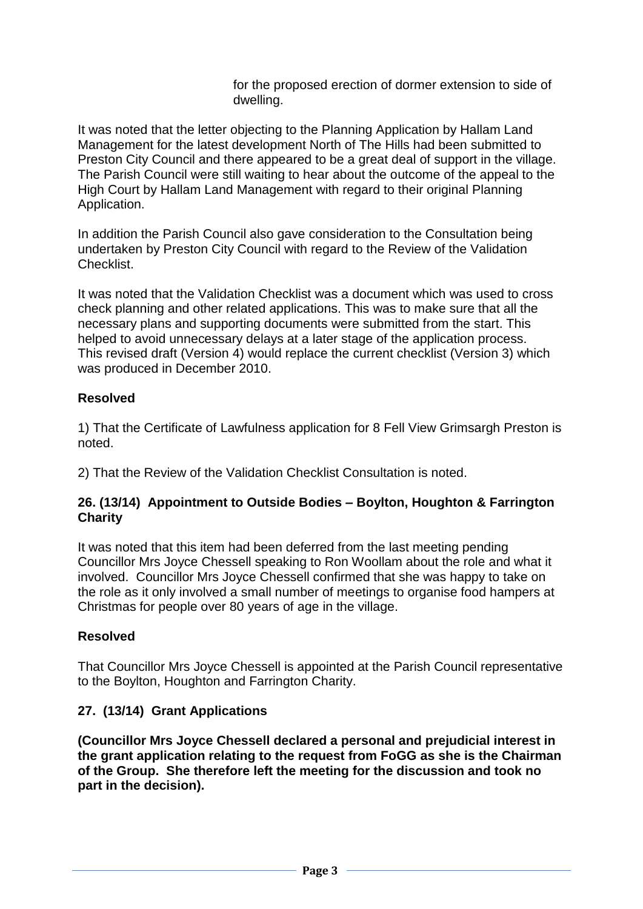for the proposed erection of dormer extension to side of dwelling.

It was noted that the letter objecting to the Planning Application by Hallam Land Management for the latest development North of The Hills had been submitted to Preston City Council and there appeared to be a great deal of support in the village. The Parish Council were still waiting to hear about the outcome of the appeal to the High Court by Hallam Land Management with regard to their original Planning Application.

In addition the Parish Council also gave consideration to the Consultation being undertaken by Preston City Council with regard to the Review of the Validation Checklist.

It was noted that the Validation Checklist was a document which was used to cross check planning and other related applications. This was to make sure that all the necessary plans and supporting documents were submitted from the start. This helped to avoid unnecessary delays at a later stage of the application process. This revised draft (Version 4) would replace the current checklist (Version 3) which was produced in December 2010.

**Resolved**

1) That the Certificate of Lawfulness application for 8 Fell View Grimsargh Preston is noted.

2) That the Review of the Validation Checklist Consultation is noted.

### 26. (13/14) Appointment to Outside Bodies – Boylton, Houghton & Farrington Charity

It was noted that this item had been deferred from the last meeting pending Councillor Mrs Joyce Chessell speaking to Ron Woollam about the role and what it involved. Councillor Mrs Joyce Chessell confirmed that she was happy to take on the role as it only involved a small number of meetings to organise food hampers at Christmas for people over 80 years of age in the village.

**Resolved**

That Councillor Mrs Joyce Chessell is appointed at the Parish Council representative to the Boylton, Houghton and Farrington Charity.

### 27. (13/14) Grant Applications

**(Councillor Mrs Joyce Chessell declared a personal and prejudicial interest in the grant application relating to the request from FoGG as she is the Chairman of the Group. She therefore left the meeting for the discussion and took no part in the decision).**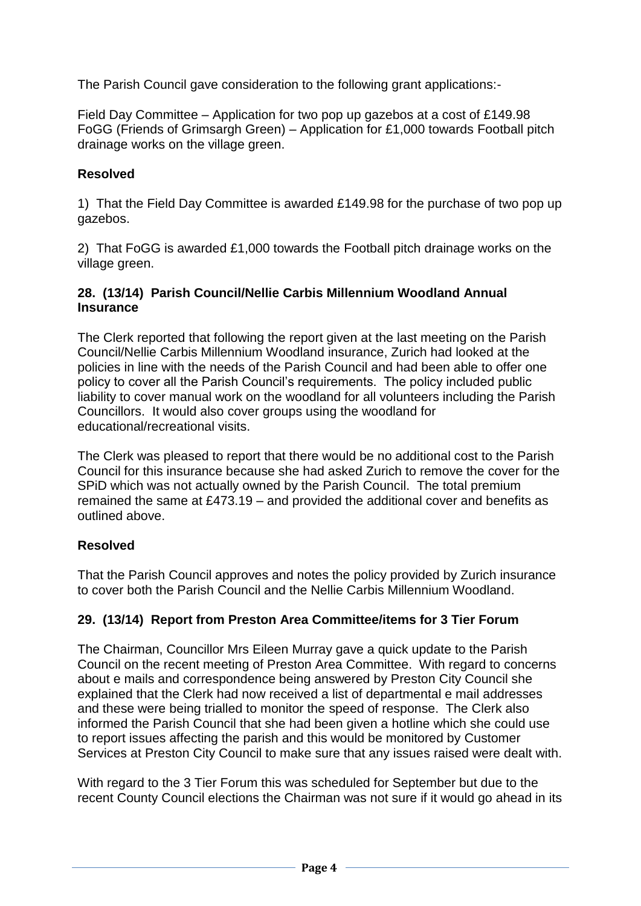The Parish Council gave consideration to the following grant applications:-

Field Day Committee – Application for two pop up gazebos at a cost of £149.98
FoGG (Friends of Grimsargh Green) – Application for £1,000 towards Football pitch drainage works on the village green.

**Resolved**

1) That the Field Day Committee is awarded £149.98 for the purchase of two pop up gazebos.

2) That FoGG is awarded £1,000 towards the Football pitch drainage works on the village green.

### 28. (13/14) Parish Council/Nellie Carbis Millennium Woodland Annual Insurance

The Clerk reported that following the report given at the last meeting on the Parish Council/Nellie Carbis Millennium Woodland insurance, Zurich had looked at the policies in line with the needs of the Parish Council and had been able to offer one policy to cover all the Parish Council's requirements. The policy included public liability to cover manual work on the woodland for all volunteers including the Parish Councillors. It would also cover groups using the woodland for educational/recreational visits.

The Clerk was pleased to report that there would be no additional cost to the Parish Council for this insurance because she had asked Zurich to remove the cover for the SPiD which was not actually owned by the Parish Council. The total premium remained the same at £473.19 – and provided the additional cover and benefits as outlined above.

**Resolved**

That the Parish Council approves and notes the policy provided by Zurich insurance to cover both the Parish Council and the Nellie Carbis Millennium Woodland.

### 29. (13/14) Report from Preston Area Committee/items for 3 Tier Forum

The Chairman, Councillor Mrs Eileen Murray gave a quick update to the Parish Council on the recent meeting of Preston Area Committee. With regard to concerns about e mails and correspondence being answered by Preston City Council she explained that the Clerk had now received a list of departmental e mail addresses and these were being trialled to monitor the speed of response. The Clerk also informed the Parish Council that she had been given a hotline which she could use to report issues affecting the parish and this would be monitored by Customer Services at Preston City Council to make sure that any issues raised were dealt with.

With regard to the 3 Tier Forum this was scheduled for September but due to the recent County Council elections the Chairman was not sure if it would go ahead in its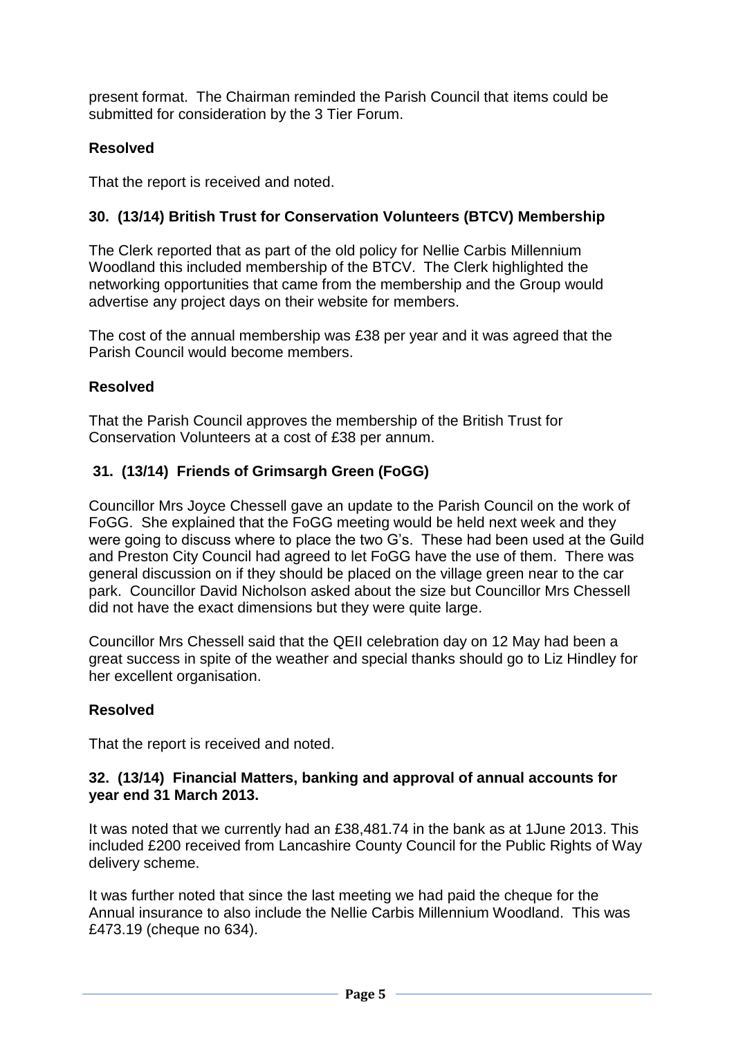present format. The Chairman reminded the Parish Council that items could be submitted for consideration by the 3 Tier Forum.

**Resolved**

That the report is received and noted.

**30. (13/14) British Trust for Conservation Volunteers (BTCV) Membership**

The Clerk reported that as part of the old policy for Nellie Carbis Millennium Woodland this included membership of the BTCV. The Clerk highlighted the networking opportunities that came from the membership and the Group would advertise any project days on their website for members.

The cost of the annual membership was £38 per year and it was agreed that the Parish Council would become members.

**Resolved**

That the Parish Council approves the membership of the British Trust for Conservation Volunteers at a cost of £38 per annum.

**31. (13/14) Friends of Grimsargh Green (FoGG)**

Councillor Mrs Joyce Chessell gave an update to the Parish Council on the work of FoGG. She explained that the FoGG meeting would be held next week and they were going to discuss where to place the two G's. These had been used at the Guild and Preston City Council had agreed to let FoGG have the use of them. There was general discussion on if they should be placed on the village green near to the car park. Councillor David Nicholson asked about the size but Councillor Mrs Chessell did not have the exact dimensions but they were quite large.

Councillor Mrs Chessell said that the QEII celebration day on 12 May had been a great success in spite of the weather and special thanks should go to Liz Hindley for her excellent organisation.

**Resolved**

That the report is received and noted.

**32. (13/14) Financial Matters, banking and approval of annual accounts for year end 31 March 2013.**

It was noted that we currently had an £38,481.74 in the bank as at 1June 2013. This included £200 received from Lancashire County Council for the Public Rights of Way delivery scheme.

It was further noted that since the last meeting we had paid the cheque for the Annual insurance to also include the Nellie Carbis Millennium Woodland. This was £473.19 (cheque no 634).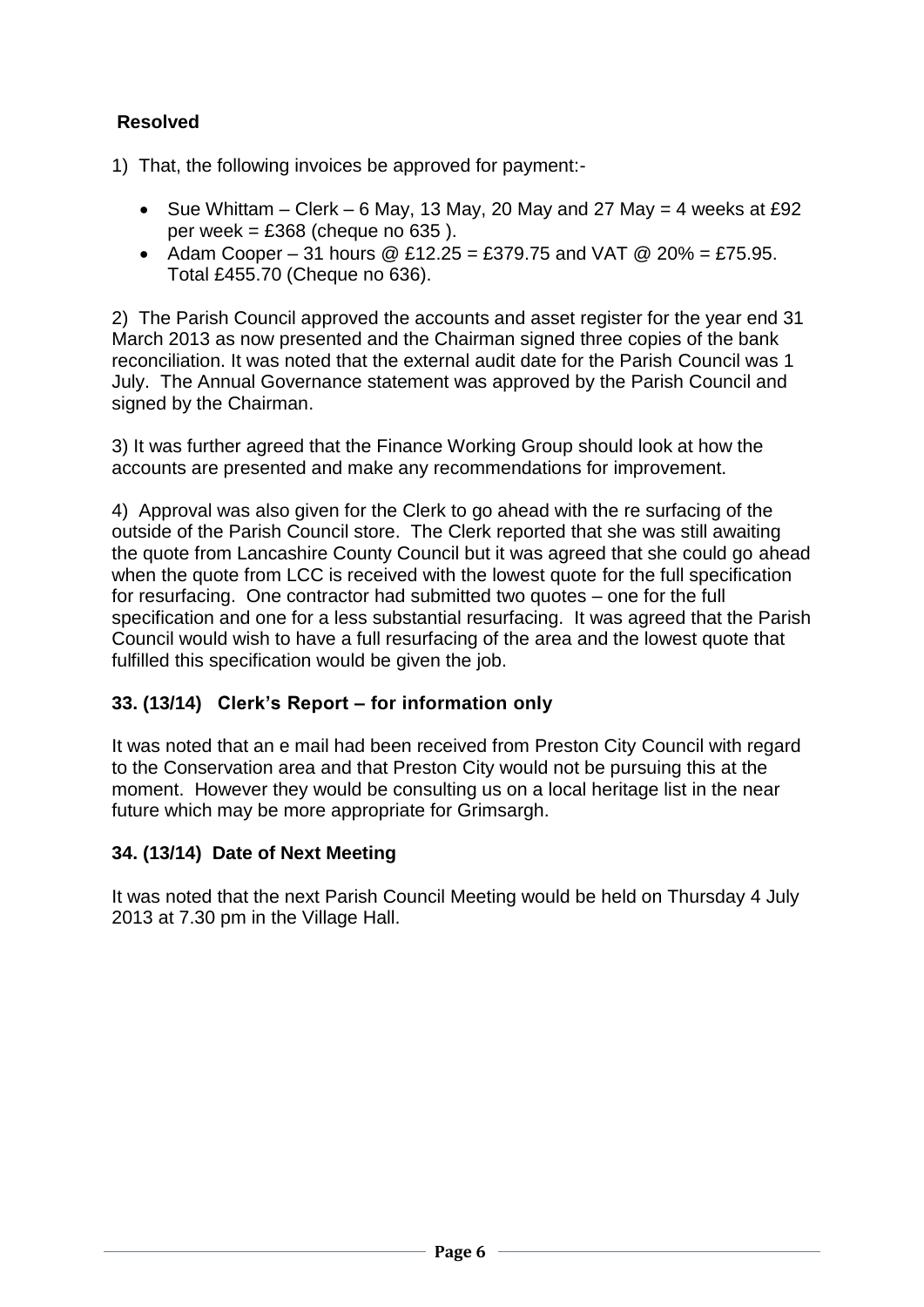**Resolved**

1) That, the following invoices be approved for payment:-

- Sue Whittam – Clerk – 6 May, 13 May, 20 May and 27 May = 4 weeks at £92 per week = £368 (cheque no 635 ).
- Adam Cooper – 31 hours @ £12.25 = £379.75 and VAT @ 20% = £75.95. Total £455.70 (Cheque no 636).

2) The Parish Council approved the accounts and asset register for the year end 31 March 2013 as now presented and the Chairman signed three copies of the bank reconciliation. It was noted that the external audit date for the Parish Council was 1 July. The Annual Governance statement was approved by the Parish Council and signed by the Chairman.

3) It was further agreed that the Finance Working Group should look at how the accounts are presented and make any recommendations for improvement.

4) Approval was also given for the Clerk to go ahead with the re surfacing of the outside of the Parish Council store. The Clerk reported that she was still awaiting the quote from Lancashire County Council but it was agreed that she could go ahead when the quote from LCC is received with the lowest quote for the full specification for resurfacing. One contractor had submitted two quotes – one for the full specification and one for a less substantial resurfacing. It was agreed that the Parish Council would wish to have a full resurfacing of the area and the lowest quote that fulfilled this specification would be given the job.

### 33. (13/14) Clerk's Report – for information only

It was noted that an e mail had been received from Preston City Council with regard to the Conservation area and that Preston City would not be pursuing this at the moment. However they would be consulting us on a local heritage list in the near future which may be more appropriate for Grimsargh.

### 34. (13/14) Date of Next Meeting

It was noted that the next Parish Council Meeting would be held on Thursday 4 July 2013 at 7.30 pm in the Village Hall.